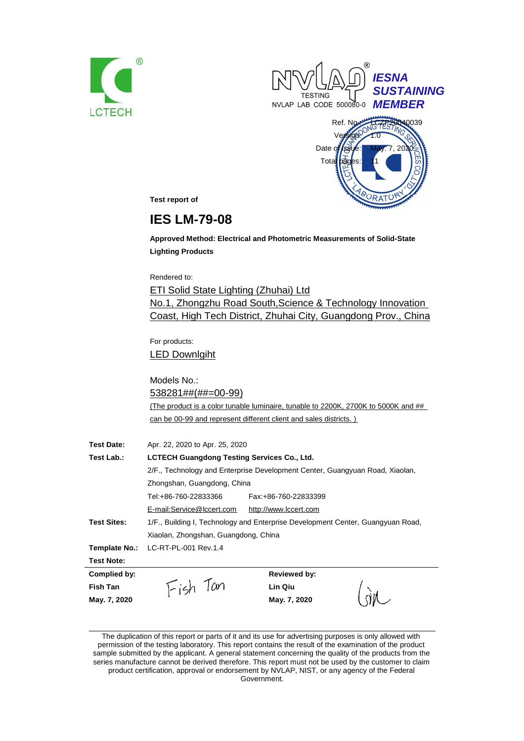LCTECH

NVLAP TESTING
NVLAP LAB CODE 500080-0

*IESNA SUSTAINING MEMBER*

Ref. No.: LCZP20040039
Version: 1.0
Date of Issue: May. 7, 2020
Total pages: 11

**Test report of**

# IES LM-79-08

**Approved Method: Electrical and Photometric Measurements of Solid-State Lighting Products**

Rendered to:

ETI Solid State Lighting (Zhuhai) Ltd
No.1, Zhongzhu Road South,Science & Technology Innovation Coast, High Tech District, Zhuhai City, Guangdong Prov., China

For products:

LED Downlgiht

Models No.:

538281##(##=00-99)

(The product is a color tunable luminaire, tunable to 2200K, 2700K to 5000K and ## can be 00-99 and represent different client and sales districts. )

**Test Date:** Apr. 22, 2020 to Apr. 25, 2020

**Test Lab.:** **LCTECH Guangdong Testing Services Co., Ltd.**
2/F., Technology and Enterprise Development Center, Guangyuan Road, Xiaolan, Zhongshan, Guangdong, China
Tel:+86-760-22833366 Fax:+86-760-22833399
E-mail:Service@lccert.com http://www.lccert.com

**Test Sites:** 1/F., Building I, Technology and Enterprise Development Center, Guangyuan Road, Xiaolan, Zhongshan, Guangdong, China

**Template No.:** LC-RT-PL-001 Rev.1.4

**Test Note:**

| **Complied by:** | | **Reviewed by:** | |
|---|---|---|---|
| **Fish Tan** | Fish Tan | **Lin Qiu** | Qiu |
| **May. 7, 2020** | | **May. 7, 2020** | |

The duplication of this report or parts of it and its use for advertising purposes is only allowed with permission of the testing laboratory. This report contains the result of the examination of the product sample submitted by the applicant. A general statement concerning the quality of the products from the series manufacture cannot be derived therefore. This report must not be used by the customer to claim product certification, approval or endorsement by NVLAP, NIST, or any agency of the Federal Government.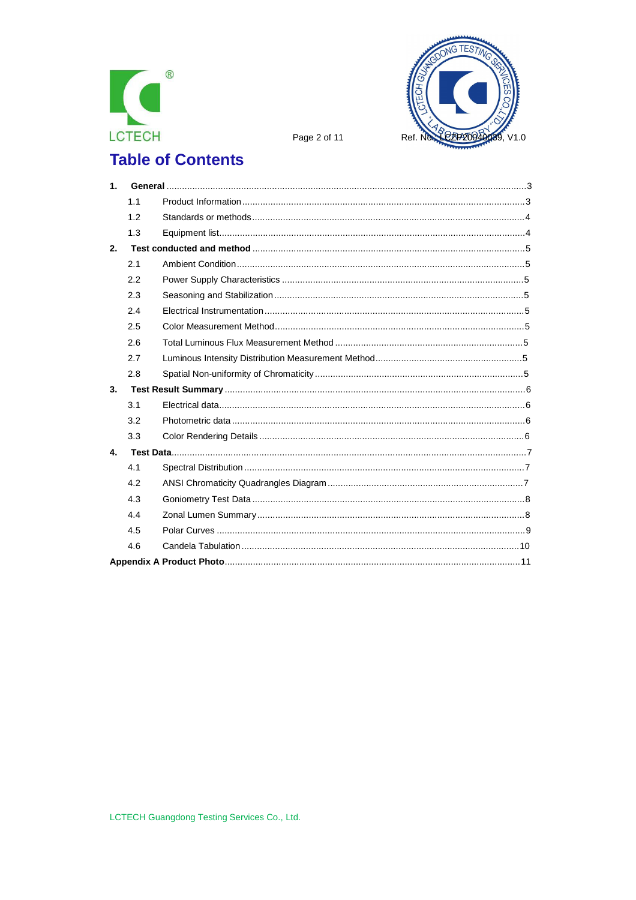# Table of Contents

1. **General** ..... 3
   - 1.1 Product Information ..... 3
   - 1.2 Standards or methods ..... 4
   - 1.3 Equipment list ..... 4
2. **Test conducted and method** ..... 5
   - 2.1 Ambient Condition ..... 5
   - 2.2 Power Supply Characteristics ..... 5
   - 2.3 Seasoning and Stabilization ..... 5
   - 2.4 Electrical Instrumentation ..... 5
   - 2.5 Color Measurement Method ..... 5
   - 2.6 Total Luminous Flux Measurement Method ..... 5
   - 2.7 Luminous Intensity Distribution Measurement Method ..... 5
   - 2.8 Spatial Non-uniformity of Chromaticity ..... 5
3. **Test Result Summary** ..... 6
   - 3.1 Electrical data ..... 6
   - 3.2 Photometric data ..... 6
   - 3.3 Color Rendering Details ..... 6
4. **Test Data** ..... 7
   - 4.1 Spectral Distribution ..... 7
   - 4.2 ANSI Chromaticity Quadrangles Diagram ..... 7
   - 4.3 Goniometry Test Data ..... 8
   - 4.4 Zonal Lumen Summary ..... 8
   - 4.5 Polar Curves ..... 9
   - 4.6 Candela Tabulation ..... 10

**Appendix A Product Photo** ..... 11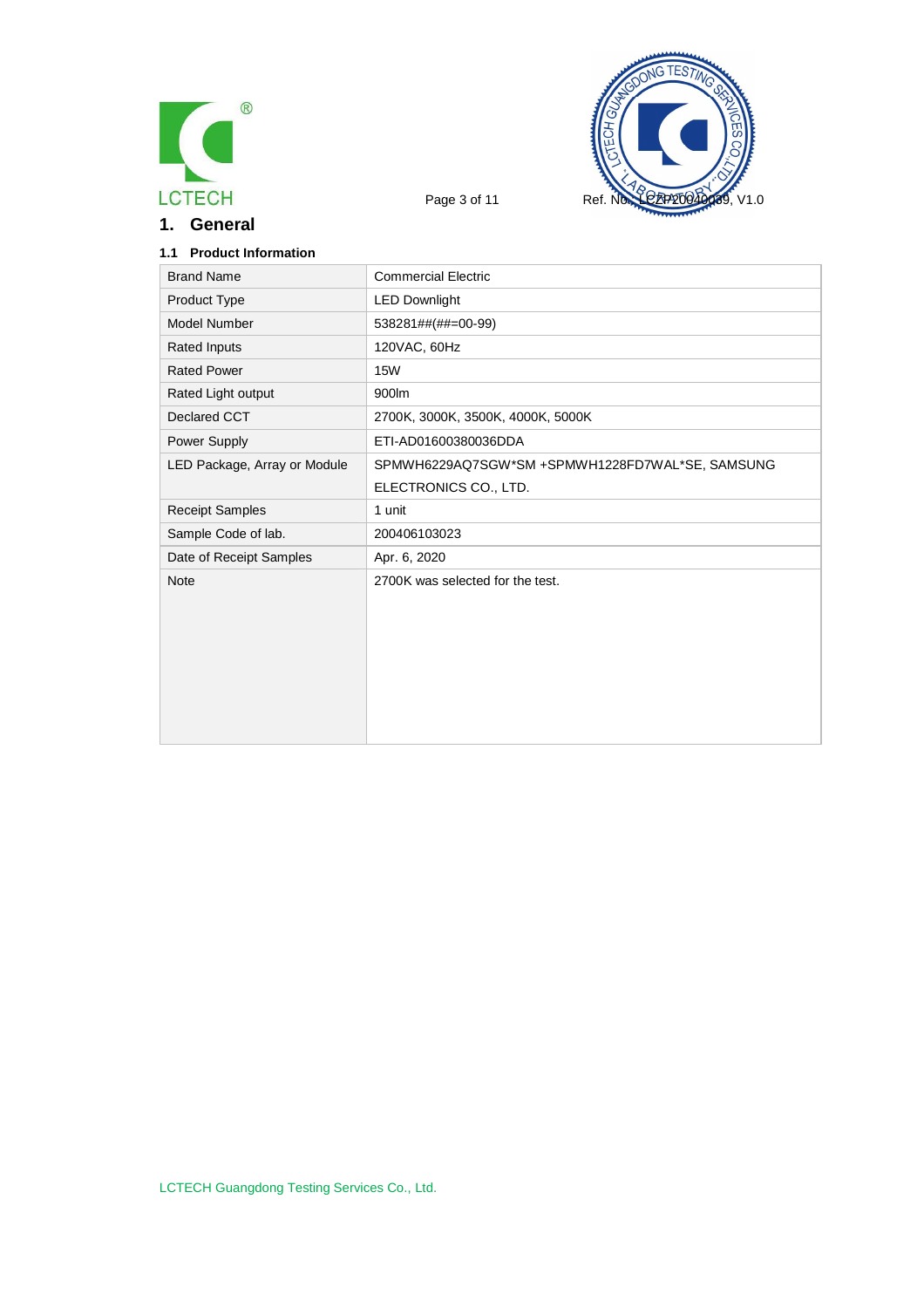# 1. General

### 1.1 Product Information

| Brand Name | Commercial Electric |
|---|---|
| Product Type | LED Downlight |
| Model Number | 538281##(##=00-99) |
| Rated Inputs | 120VAC, 60Hz |
| Rated Power | 15W |
| Rated Light output | 900lm |
| Declared CCT | 2700K, 3000K, 3500K, 4000K, 5000K |
| Power Supply | ETI-AD01600380036DDA |
| LED Package, Array or Module | SPMWH6229AQ7SGW*SM +SPMWH1228FD7WAL*SE, SAMSUNG ELECTRONICS CO., LTD. |
| Receipt Samples | 1 unit |
| Sample Code of lab. | 200406103023 |
| Date of Receipt Samples | Apr. 6, 2020 |
| Note | 2700K was selected for the test. |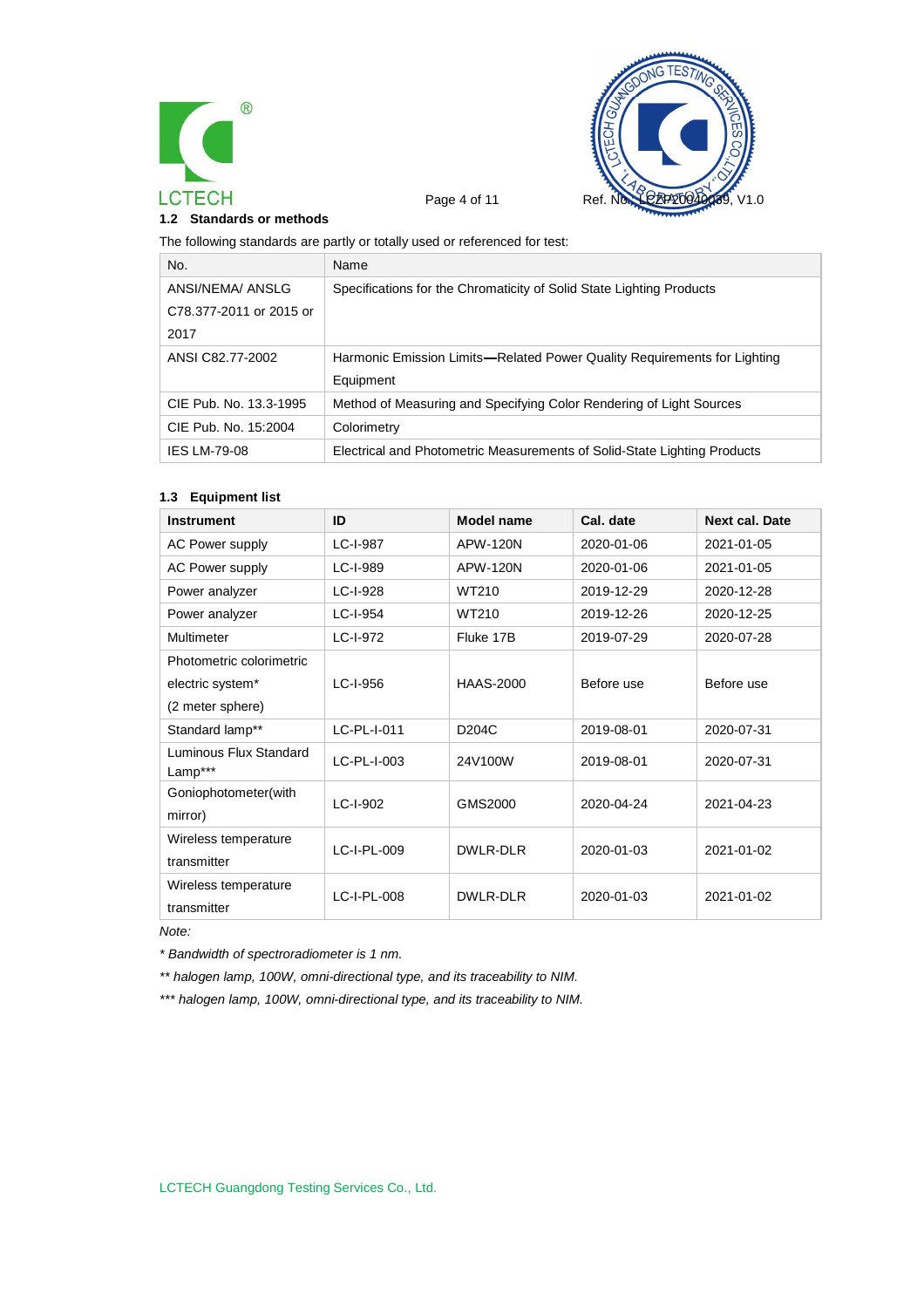### 1.2 Standards or methods

The following standards are partly or totally used or referenced for test:

| No. | Name |
|---|---|
| ANSI/NEMA/ ANSLG C78.377-2011 or 2015 or 2017 | Specifications for the Chromaticity of Solid State Lighting Products |
| ANSI C82.77-2002 | Harmonic Emission Limits—Related Power Quality Requirements for Lighting Equipment |
| CIE Pub. No. 13.3-1995 | Method of Measuring and Specifying Color Rendering of Light Sources |
| CIE Pub. No. 15:2004 | Colorimetry |
| IES LM-79-08 | Electrical and Photometric Measurements of Solid-State Lighting Products |

### 1.3 Equipment list

| Instrument | ID | Model name | Cal. date | Next cal. Date |
|---|---|---|---|---|
| AC Power supply | LC-I-987 | APW-120N | 2020-01-06 | 2021-01-05 |
| AC Power supply | LC-I-989 | APW-120N | 2020-01-06 | 2021-01-05 |
| Power analyzer | LC-I-928 | WT210 | 2019-12-29 | 2020-12-28 |
| Power analyzer | LC-I-954 | WT210 | 2019-12-26 | 2020-12-25 |
| Multimeter | LC-I-972 | Fluke 17B | 2019-07-29 | 2020-07-28 |
| Photometric colorimetric electric system* (2 meter sphere) | LC-I-956 | HAAS-2000 | Before use | Before use |
| Standard lamp** | LC-PL-I-011 | D204C | 2019-08-01 | 2020-07-31 |
| Luminous Flux Standard Lamp*** | LC-PL-I-003 | 24V100W | 2019-08-01 | 2020-07-31 |
| Goniophotometer(with mirror) | LC-I-902 | GMS2000 | 2020-04-24 | 2021-04-23 |
| Wireless temperature transmitter | LC-I-PL-009 | DWLR-DLR | 2020-01-03 | 2021-01-02 |
| Wireless temperature transmitter | LC-I-PL-008 | DWLR-DLR | 2020-01-03 | 2021-01-02 |

*Note:*

*\* Bandwidth of spectroradiometer is 1 nm.*

*\*\* halogen lamp, 100W, omni-directional type, and its traceability to NIM.*

*\*\*\* halogen lamp, 100W, omni-directional type, and its traceability to NIM.*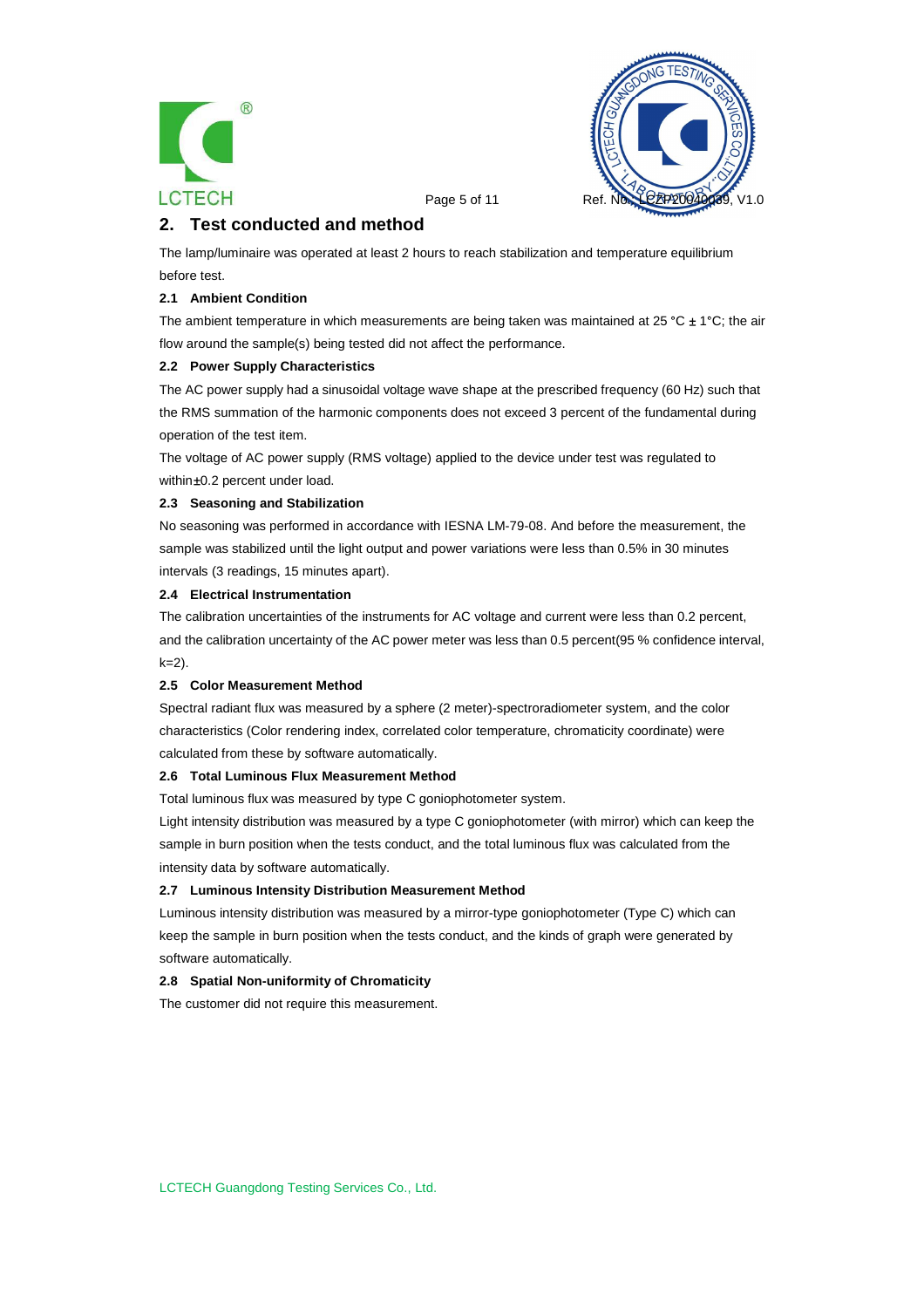## 2. Test conducted and method

The lamp/luminaire was operated at least 2 hours to reach stabilization and temperature equilibrium before test.

### 2.1 Ambient Condition

The ambient temperature in which measurements are being taken was maintained at 25 °C ± 1°C; the air flow around the sample(s) being tested did not affect the performance.

### 2.2 Power Supply Characteristics

The AC power supply had a sinusoidal voltage wave shape at the prescribed frequency (60 Hz) such that the RMS summation of the harmonic components does not exceed 3 percent of the fundamental during operation of the test item.

The voltage of AC power supply (RMS voltage) applied to the device under test was regulated to within±0.2 percent under load.

### 2.3 Seasoning and Stabilization

No seasoning was performed in accordance with IESNA LM-79-08. And before the measurement, the sample was stabilized until the light output and power variations were less than 0.5% in 30 minutes intervals (3 readings, 15 minutes apart).

### 2.4 Electrical Instrumentation

The calibration uncertainties of the instruments for AC voltage and current were less than 0.2 percent, and the calibration uncertainty of the AC power meter was less than 0.5 percent(95 % confidence interval, k=2).

### 2.5 Color Measurement Method

Spectral radiant flux was measured by a sphere (2 meter)-spectroradiometer system, and the color characteristics (Color rendering index, correlated color temperature, chromaticity coordinate) were calculated from these by software automatically.

### 2.6 Total Luminous Flux Measurement Method

Total luminous flux was measured by type C goniophotometer system.

Light intensity distribution was measured by a type C goniophotometer (with mirror) which can keep the sample in burn position when the tests conduct, and the total luminous flux was calculated from the intensity data by software automatically.

### 2.7 Luminous Intensity Distribution Measurement Method

Luminous intensity distribution was measured by a mirror-type goniophotometer (Type C) which can keep the sample in burn position when the tests conduct, and the kinds of graph were generated by software automatically.

### 2.8 Spatial Non-uniformity of Chromaticity

The customer did not require this measurement.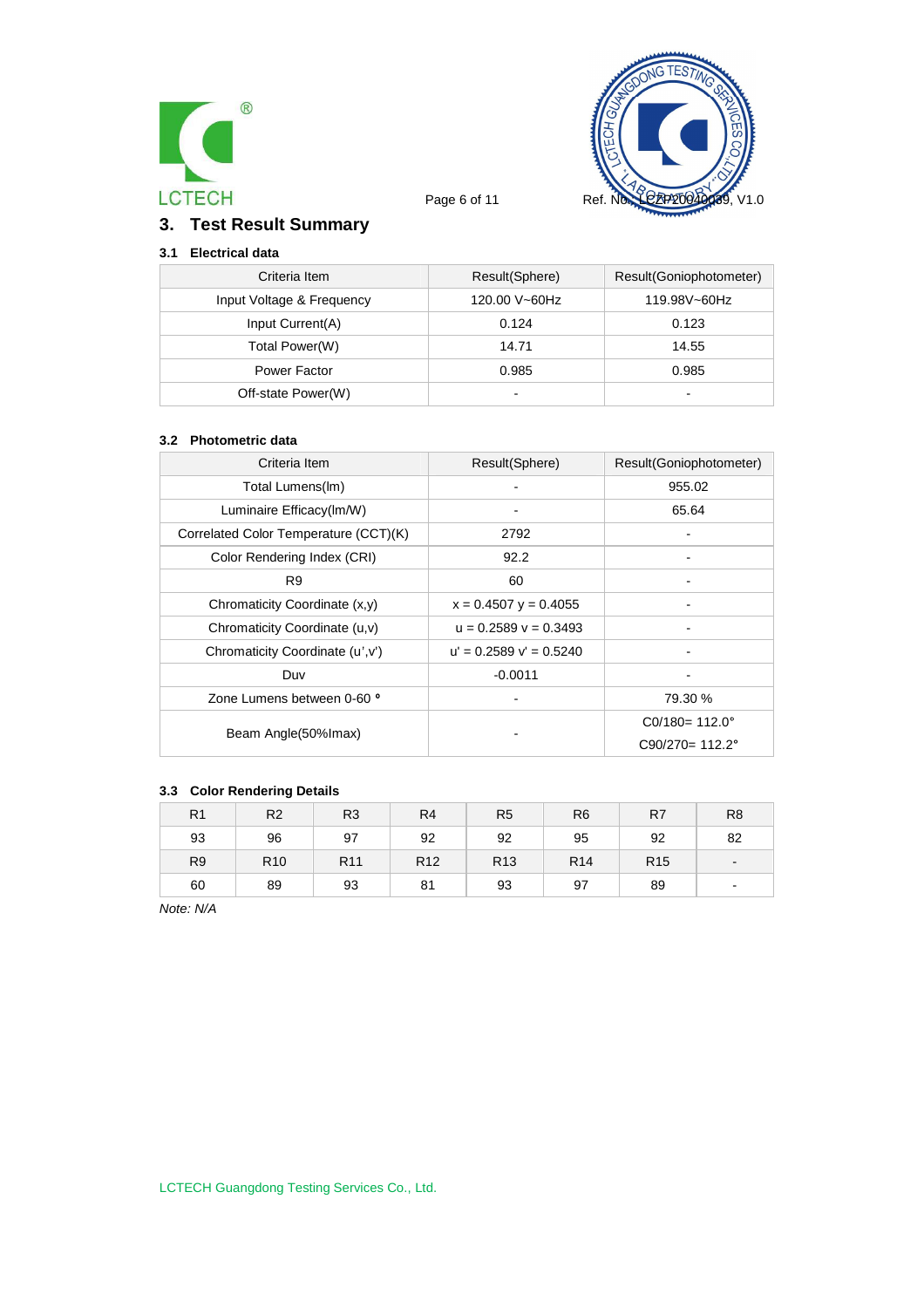## 3. Test Result Summary

### 3.1 Electrical data

| Criteria Item | Result(Sphere) | Result(Goniophotometer) |
|---|---|---|
| Input Voltage & Frequency | 120.00 V~60Hz | 119.98V~60Hz |
| Input Current(A) | 0.124 | 0.123 |
| Total Power(W) | 14.71 | 14.55 |
| Power Factor | 0.985 | 0.985 |
| Off-state Power(W) | - | - |

### 3.2 Photometric data

| Criteria Item | Result(Sphere) | Result(Goniophotometer) |
|---|---|---|
| Total Lumens(lm) | - | 955.02 |
| Luminaire Efficacy(lm/W) | - | 65.64 |
| Correlated Color Temperature (CCT)(K) | 2792 | - |
| Color Rendering Index (CRI) | 92.2 | - |
| R9 | 60 | - |
| Chromaticity Coordinate (x,y) | x = 0.4507 y = 0.4055 | - |
| Chromaticity Coordinate (u,v) | u = 0.2589 v = 0.3493 | - |
| Chromaticity Coordinate (u',v') | u' = 0.2589 v' = 0.5240 | - |
| Duv | -0.0011 | - |
| Zone Lumens between 0-60 ° | - | 79.30 % |
| Beam Angle(50%Imax) | - | C0/180= 112.0° C90/270= 112.2° |

### 3.3 Color Rendering Details

| R1 | R2 | R3 | R4 | R5 | R6 | R7 | R8 |
|---|---|---|---|---|---|---|---|
| 93 | 96 | 97 | 92 | 92 | 95 | 92 | 82 |
| R9 | R10 | R11 | R12 | R13 | R14 | R15 | - |
| 60 | 89 | 93 | 81 | 93 | 97 | 89 | - |

*Note: N/A*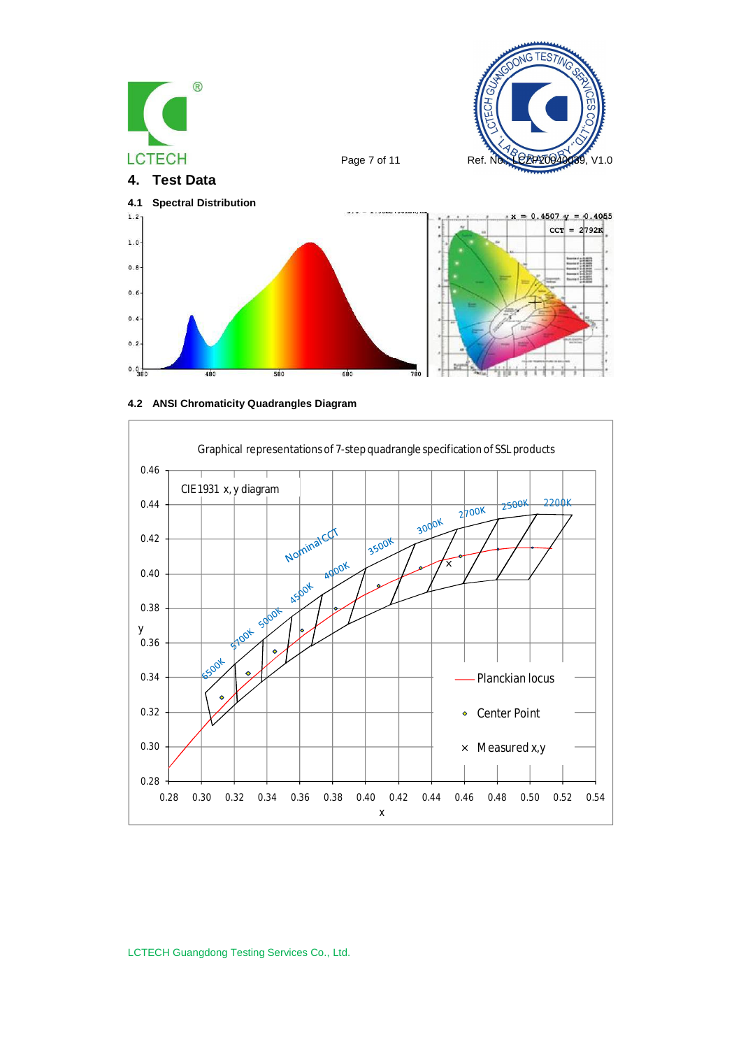## 4. Test Data

### 4.1 Spectral Distribution

x = 0.4507 y = 0.4055

CCT = 2792K

### 4.2 ANSI Chromaticity Quadrangles Diagram

Graphical representations of 7-step quadrangle specification of SSL products

CIE1931 x, y diagram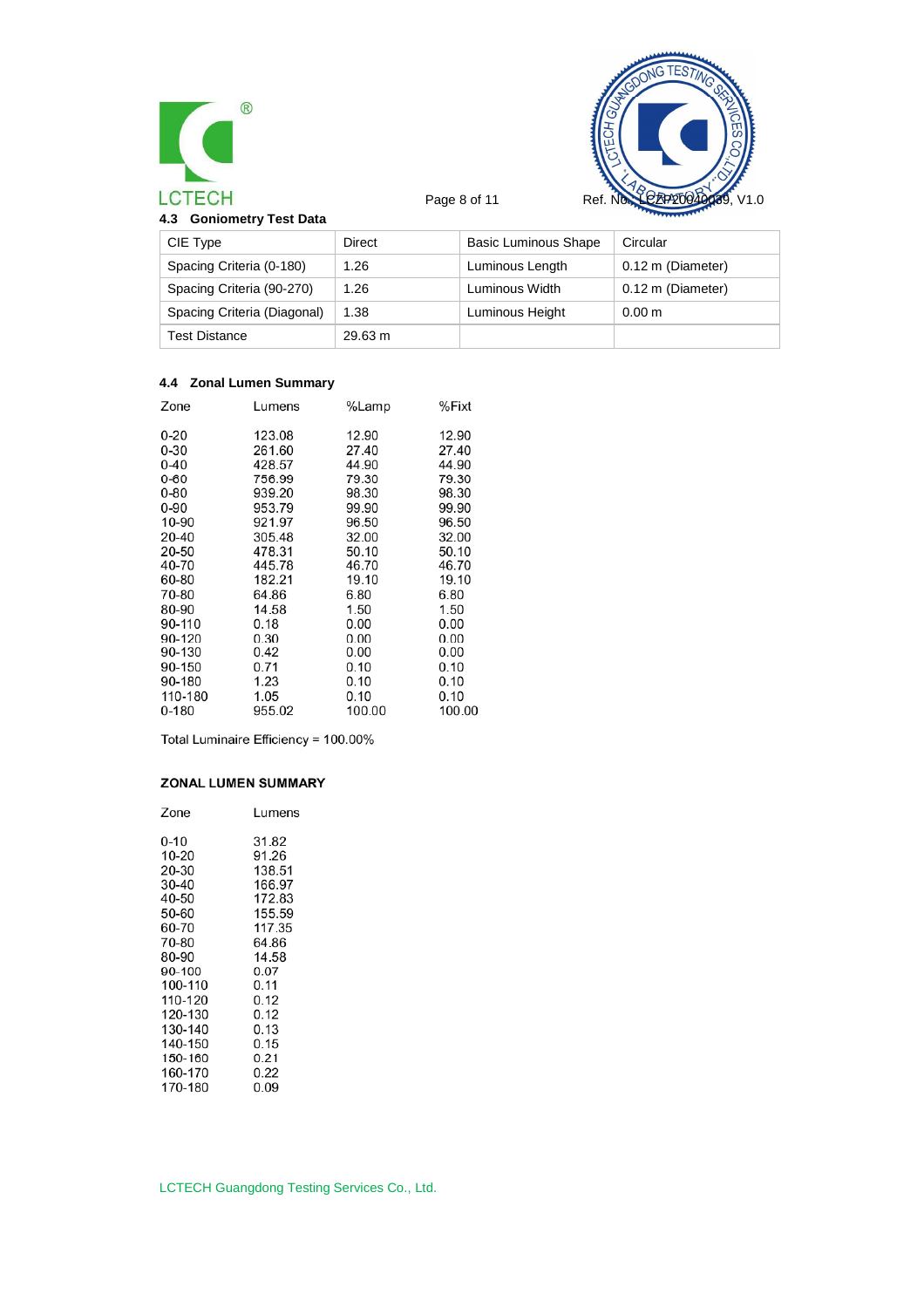### 4.3 Goniometry Test Data

| CIE Type | Direct | Basic Luminous Shape | Circular |
|---|---|---|---|
| Spacing Criteria (0-180) | 1.26 | Luminous Length | 0.12 m (Diameter) |
| Spacing Criteria (90-270) | 1.26 | Luminous Width | 0.12 m (Diameter) |
| Spacing Criteria (Diagonal) | 1.38 | Luminous Height | 0.00 m |
| Test Distance | 29.63 m | | |

### 4.4 Zonal Lumen Summary

| Zone | Lumens | %Lamp | %Fixt |
|---|---|---|---|
| 0-20 | 123.08 | 12.90 | 12.90 |
| 0-30 | 261.60 | 27.40 | 27.40 |
| 0-40 | 428.57 | 44.90 | 44.90 |
| 0-60 | 756.99 | 79.30 | 79.30 |
| 0-80 | 939.20 | 98.30 | 98.30 |
| 0-90 | 953.79 | 99.90 | 99.90 |
| 10-90 | 921.97 | 96.50 | 96.50 |
| 20-40 | 305.48 | 32.00 | 32.00 |
| 20-50 | 478.31 | 50.10 | 50.10 |
| 40-70 | 445.78 | 46.70 | 46.70 |
| 60-80 | 182.21 | 19.10 | 19.10 |
| 70-80 | 64.86 | 6.80 | 6.80 |
| 80-90 | 14.58 | 1.50 | 1.50 |
| 90-110 | 0.18 | 0.00 | 0.00 |
| 90-120 | 0.30 | 0.00 | 0.00 |
| 90-130 | 0.42 | 0.00 | 0.00 |
| 90-150 | 0.71 | 0.10 | 0.10 |
| 90-180 | 1.23 | 0.10 | 0.10 |
| 110-180 | 1.05 | 0.10 | 0.10 |
| 0-180 | 955.02 | 100.00 | 100.00 |

Total Luminaire Efficiency = 100.00%

**ZONAL LUMEN SUMMARY**

| Zone | Lumens |
|---|---|
| 0-10 | 31.82 |
| 10-20 | 91.26 |
| 20-30 | 138.51 |
| 30-40 | 166.97 |
| 40-50 | 172.83 |
| 50-60 | 155.59 |
| 60-70 | 117.35 |
| 70-80 | 64.86 |
| 80-90 | 14.58 |
| 90-100 | 0.07 |
| 100-110 | 0.11 |
| 110-120 | 0.12 |
| 120-130 | 0.12 |
| 130-140 | 0.13 |
| 140-150 | 0.15 |
| 150-160 | 0.21 |
| 160-170 | 0.22 |
| 170-180 | 0.09 |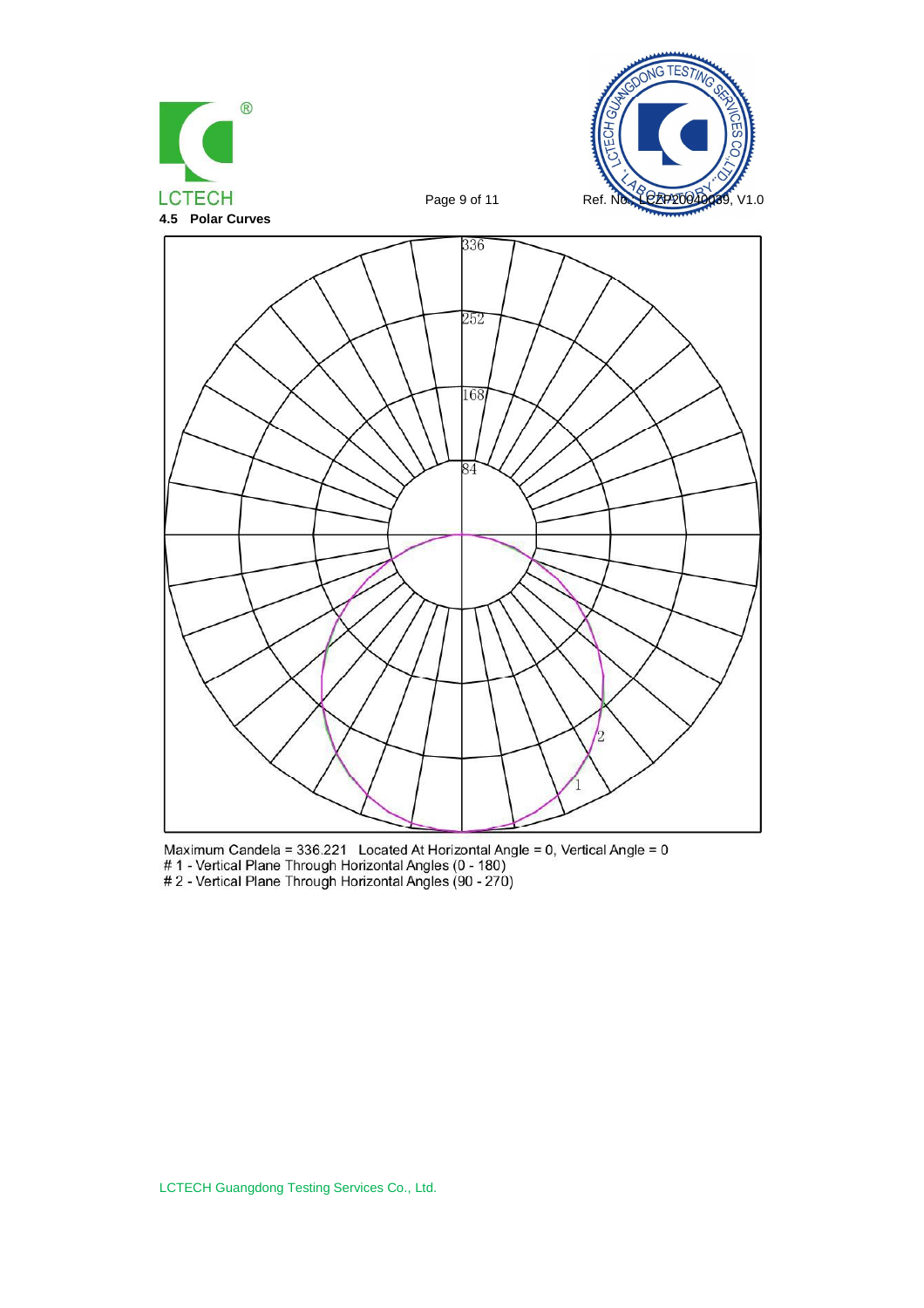### 4.5 Polar Curves

Maximum Candela = 336.221 Located At Horizontal Angle = 0, Vertical Angle = 0
# 1 - Vertical Plane Through Horizontal Angles (0 - 180)
# 2 - Vertical Plane Through Horizontal Angles (90 - 270)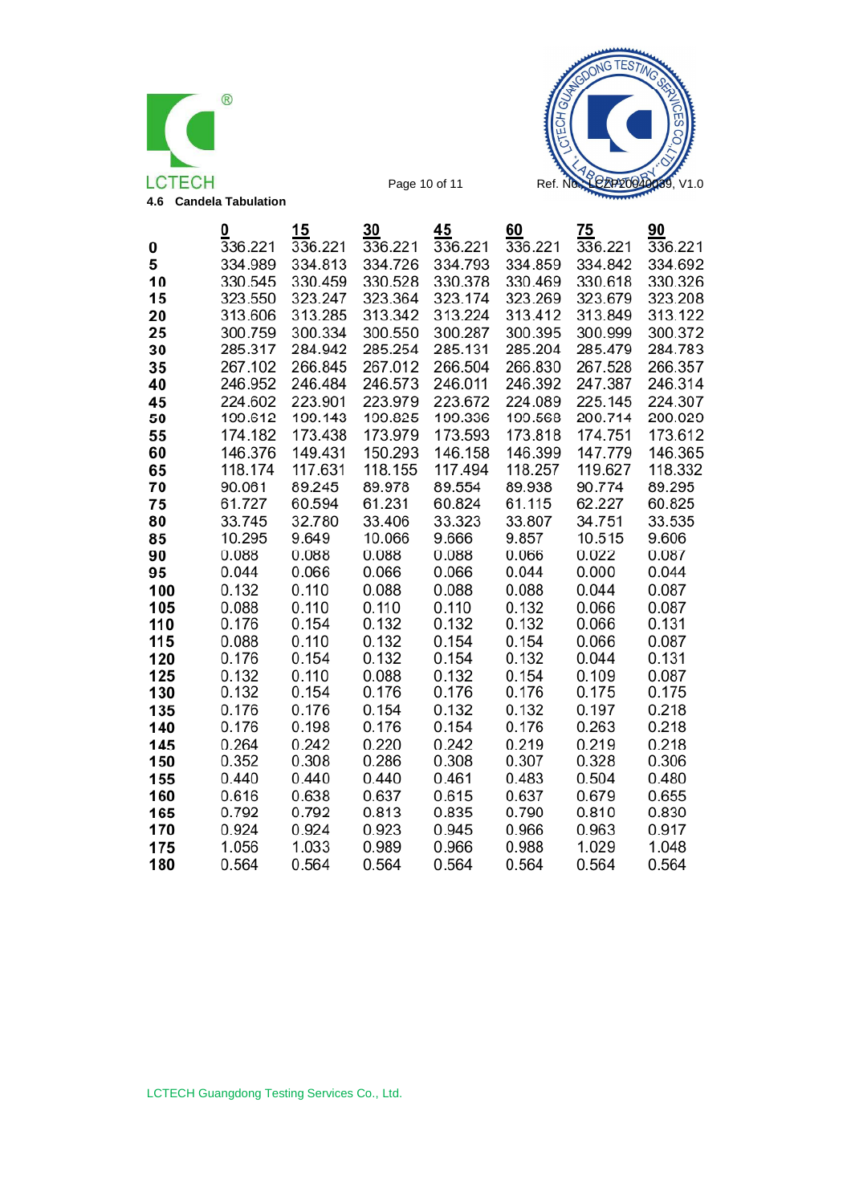### 4.6 Candela Tabulation

| | 0 | 15 | 30 | 45 | 60 | 75 | 90 |
|---|---|---|---|---|---|---|---|
| **0** | 336.221 | 336.221 | 336.221 | 336.221 | 336.221 | 336.221 | 336.221 |
| **5** | 334.989 | 334.813 | 334.726 | 334.793 | 334.859 | 334.842 | 334.692 |
| **10** | 330.545 | 330.459 | 330.528 | 330.378 | 330.469 | 330.618 | 330.326 |
| **15** | 323.550 | 323.247 | 323.364 | 323.174 | 323.269 | 323.679 | 323.208 |
| **20** | 313.606 | 313.285 | 313.342 | 313.224 | 313.412 | 313.849 | 313.122 |
| **25** | 300.759 | 300.334 | 300.550 | 300.287 | 300.395 | 300.999 | 300.372 |
| **30** | 285.317 | 284.942 | 285.254 | 285.131 | 285.204 | 285.479 | 284.783 |
| **35** | 267.102 | 266.845 | 267.012 | 266.504 | 266.830 | 267.528 | 266.357 |
| **40** | 246.952 | 246.484 | 246.573 | 246.011 | 246.392 | 247.387 | 246.314 |
| **45** | 224.602 | 223.901 | 223.979 | 223.672 | 224.089 | 225.145 | 224.307 |
| **50** | 199.612 | 199.143 | 199.825 | 199.336 | 199.568 | 200.714 | 200.020 |
| **55** | 174.182 | 173.438 | 173.979 | 173.593 | 173.818 | 174.751 | 173.612 |
| **60** | 146.376 | 149.431 | 150.293 | 146.158 | 146.399 | 147.779 | 146.365 |
| **65** | 118.174 | 117.631 | 118.155 | 117.494 | 118.257 | 119.627 | 118.332 |
| **70** | 90.061 | 89.245 | 89.978 | 89.554 | 89.938 | 90.774 | 89.295 |
| **75** | 61.727 | 60.594 | 61.231 | 60.824 | 61.115 | 62.227 | 60.825 |
| **80** | 33.745 | 32.780 | 33.406 | 33.323 | 33.807 | 34.751 | 33.535 |
| **85** | 10.295 | 9.649 | 10.066 | 9.666 | 9.857 | 10.515 | 9.606 |
| **90** | 0.088 | 0.088 | 0.088 | 0.088 | 0.066 | 0.022 | 0.087 |
| **95** | 0.044 | 0.066 | 0.066 | 0.066 | 0.044 | 0.000 | 0.044 |
| **100** | 0.132 | 0.110 | 0.088 | 0.088 | 0.088 | 0.044 | 0.087 |
| **105** | 0.088 | 0.110 | 0.110 | 0.110 | 0.132 | 0.066 | 0.087 |
| **110** | 0.176 | 0.154 | 0.132 | 0.132 | 0.132 | 0.066 | 0.131 |
| **115** | 0.088 | 0.110 | 0.132 | 0.154 | 0.154 | 0.066 | 0.087 |
| **120** | 0.176 | 0.154 | 0.132 | 0.154 | 0.132 | 0.044 | 0.131 |
| **125** | 0.132 | 0.110 | 0.088 | 0.132 | 0.154 | 0.109 | 0.087 |
| **130** | 0.132 | 0.154 | 0.176 | 0.176 | 0.176 | 0.175 | 0.175 |
| **135** | 0.176 | 0.176 | 0.154 | 0.132 | 0.132 | 0.197 | 0.218 |
| **140** | 0.176 | 0.198 | 0.176 | 0.154 | 0.176 | 0.263 | 0.218 |
| **145** | 0.264 | 0.242 | 0.220 | 0.242 | 0.219 | 0.219 | 0.218 |
| **150** | 0.352 | 0.308 | 0.286 | 0.308 | 0.307 | 0.328 | 0.306 |
| **155** | 0.440 | 0.440 | 0.440 | 0.461 | 0.483 | 0.504 | 0.480 |
| **160** | 0.616 | 0.638 | 0.637 | 0.615 | 0.637 | 0.679 | 0.655 |
| **165** | 0.792 | 0.792 | 0.813 | 0.835 | 0.790 | 0.810 | 0.830 |
| **170** | 0.924 | 0.924 | 0.923 | 0.945 | 0.966 | 0.963 | 0.917 |
| **175** | 1.056 | 1.033 | 0.989 | 0.966 | 0.988 | 1.029 | 1.048 |
| **180** | 0.564 | 0.564 | 0.564 | 0.564 | 0.564 | 0.564 | 0.564 |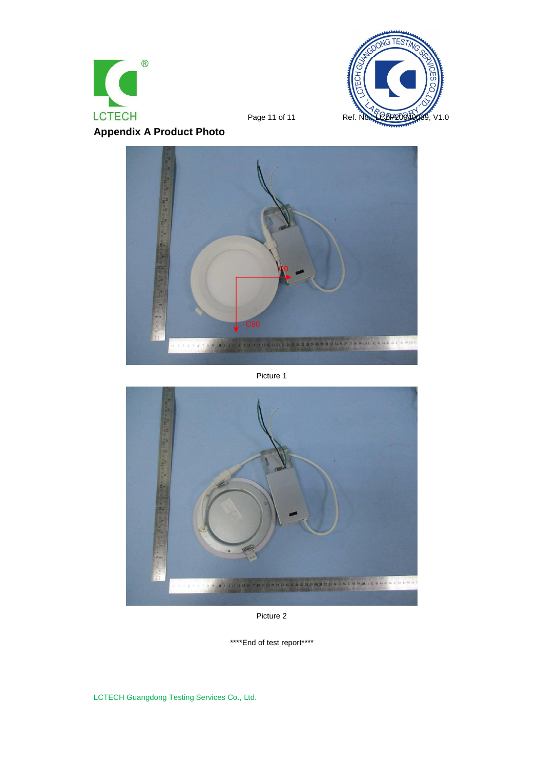## Appendix A Product Photo

Picture 1

Picture 2

****End of test report****